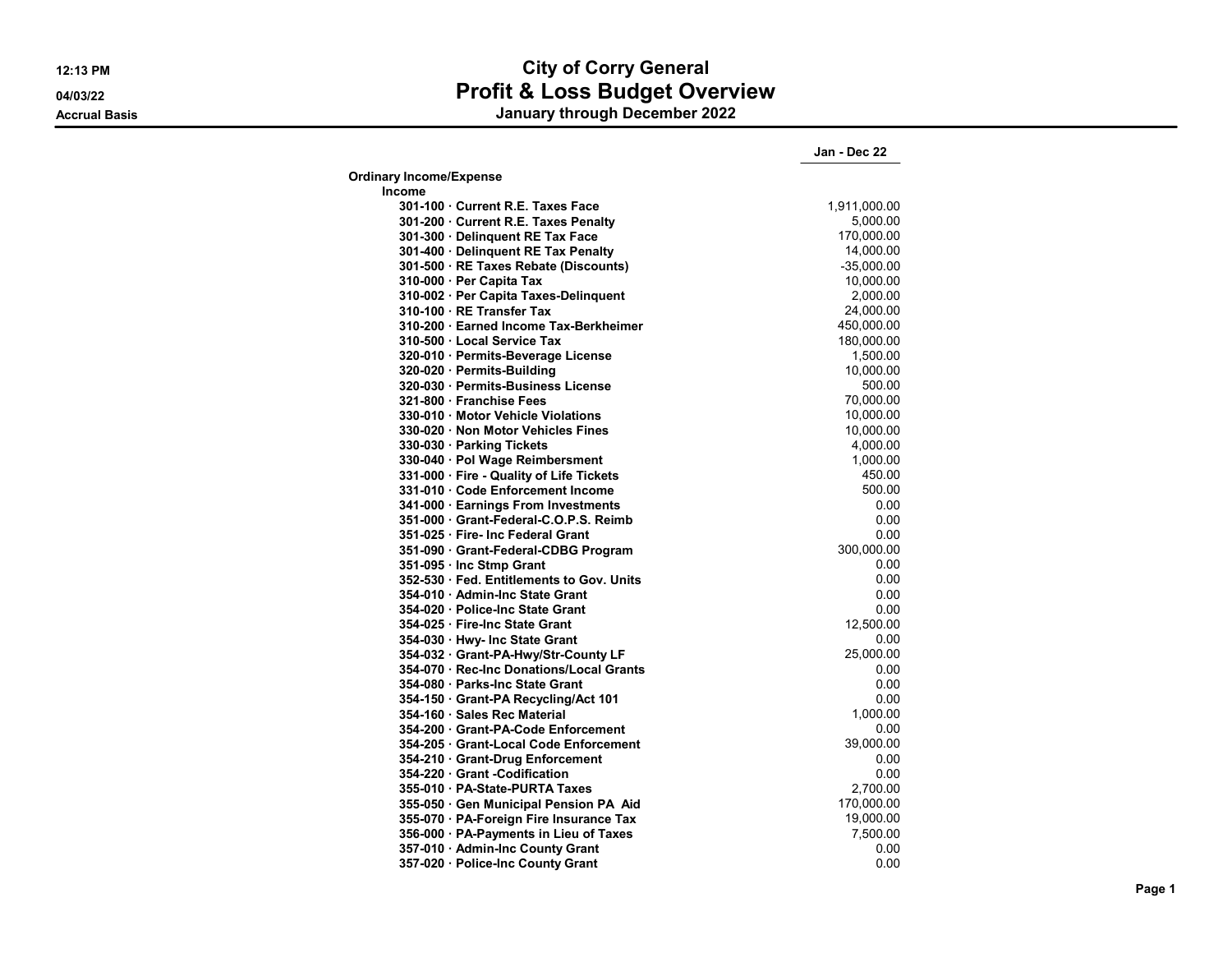# City of Corry General

## Profit & Loss Budget Overview

### January through December 2022

12:13 PM
04/03/22
Accrual Basis

| | Jan - Dec 22 |
|---|---|
| **Ordinary Income/Expense** | |
| **Income** | |
| 301-100 · Current R.E. Taxes Face | 1,911,000.00 |
| 301-200 · Current R.E. Taxes Penalty | 5,000.00 |
| 301-300 · Delinquent RE Tax Face | 170,000.00 |
| 301-400 · Delinquent RE Tax Penalty | 14,000.00 |
| 301-500 · RE Taxes Rebate (Discounts) | -35,000.00 |
| 310-000 · Per Capita Tax | 10,000.00 |
| 310-002 · Per Capita Taxes-Delinquent | 2,000.00 |
| 310-100 · RE Transfer Tax | 24,000.00 |
| 310-200 · Earned Income Tax-Berkheimer | 450,000.00 |
| 310-500 · Local Service Tax | 180,000.00 |
| 320-010 · Permits-Beverage License | 1,500.00 |
| 320-020 · Permits-Building | 10,000.00 |
| 320-030 · Permits-Business License | 500.00 |
| 321-800 · Franchise Fees | 70,000.00 |
| 330-010 · Motor Vehicle Violations | 10,000.00 |
| 330-020 · Non Motor Vehicles Fines | 10,000.00 |
| 330-030 · Parking Tickets | 4,000.00 |
| 330-040 · Pol Wage Reimbersment | 1,000.00 |
| 331-000 · Fire - Quality of Life Tickets | 450.00 |
| 331-010 · Code Enforcement Income | 500.00 |
| 341-000 · Earnings From Investments | 0.00 |
| 351-000 · Grant-Federal-C.O.P.S. Reimb | 0.00 |
| 351-025 · Fire- Inc Federal Grant | 0.00 |
| 351-090 · Grant-Federal-CDBG Program | 300,000.00 |
| 351-095 · Inc Stmp Grant | 0.00 |
| 352-530 · Fed. Entitlements to Gov. Units | 0.00 |
| 354-010 · Admin-Inc State Grant | 0.00 |
| 354-020 · Police-Inc State Grant | 0.00 |
| 354-025 · Fire-Inc State Grant | 12,500.00 |
| 354-030 · Hwy- Inc State Grant | 0.00 |
| 354-032 · Grant-PA-Hwy/Str-County LF | 25,000.00 |
| 354-070 · Rec-Inc Donations/Local Grants | 0.00 |
| 354-080 · Parks-Inc State Grant | 0.00 |
| 354-150 · Grant-PA Recycling/Act 101 | 0.00 |
| 354-160 · Sales Rec Material | 1,000.00 |
| 354-200 · Grant-PA-Code Enforcement | 0.00 |
| 354-205 · Grant-Local Code Enforcement | 39,000.00 |
| 354-210 · Grant-Drug Enforcement | 0.00 |
| 354-220 · Grant -Codification | 0.00 |
| 355-010 · PA-State-PURTA Taxes | 2,700.00 |
| 355-050 · Gen Municipal Pension PA Aid | 170,000.00 |
| 355-070 · PA-Foreign Fire Insurance Tax | 19,000.00 |
| 356-000 · PA-Payments in Lieu of Taxes | 7,500.00 |
| 357-010 · Admin-Inc County Grant | 0.00 |
| 357-020 · Police-Inc County Grant | 0.00 |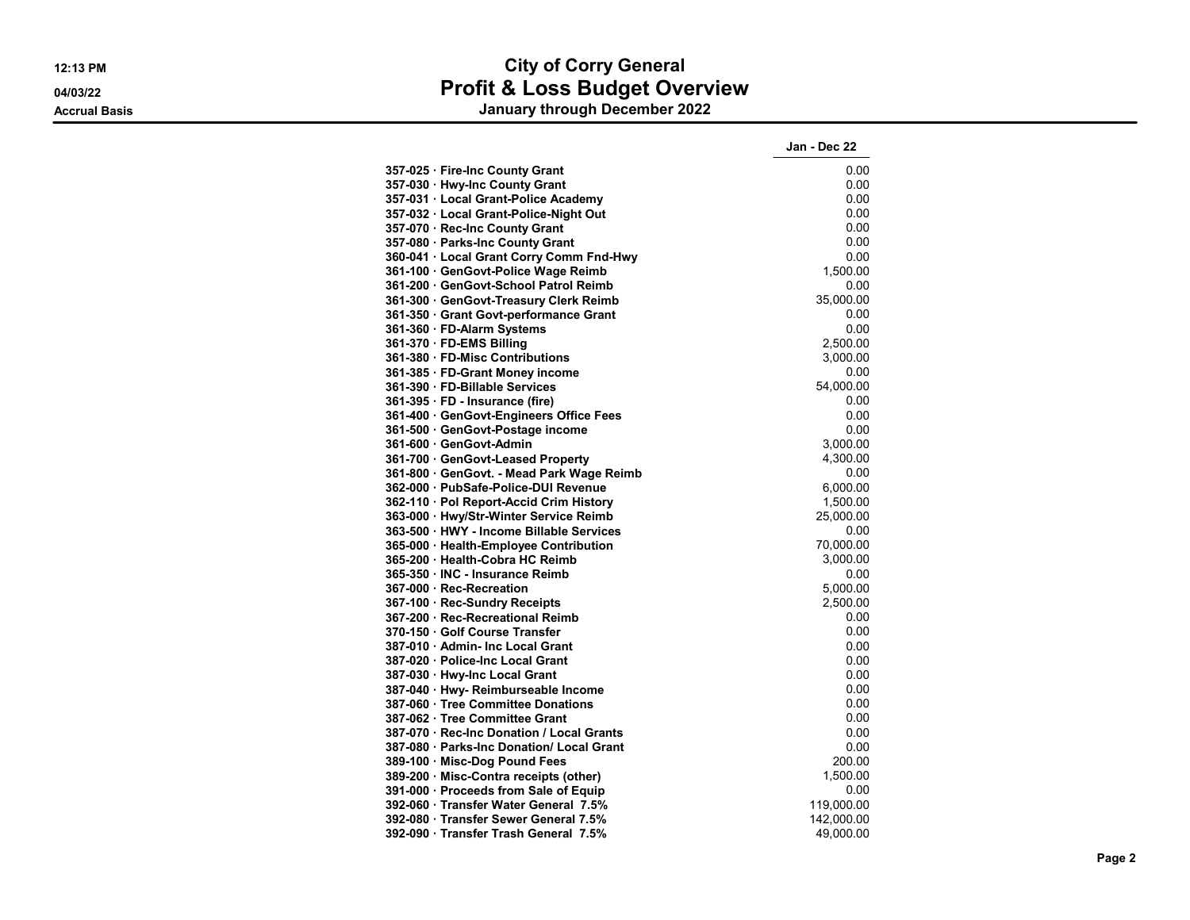# City of Corry General
## Profit & Loss Budget Overview
### January through December 2022

Accrual Basis

| | Jan - Dec 22 |
|---|---|
| 357-025 · Fire-Inc County Grant | 0.00 |
| 357-030 · Hwy-Inc County Grant | 0.00 |
| 357-031 · Local Grant-Police Academy | 0.00 |
| 357-032 · Local Grant-Police-Night Out | 0.00 |
| 357-070 · Rec-Inc County Grant | 0.00 |
| 357-080 · Parks-Inc County Grant | 0.00 |
| 360-041 · Local Grant Corry Comm Fnd-Hwy | 0.00 |
| 361-100 · GenGovt-Police Wage Reimb | 1,500.00 |
| 361-200 · GenGovt-School Patrol Reimb | 0.00 |
| 361-300 · GenGovt-Treasury Clerk Reimb | 35,000.00 |
| 361-350 · Grant Govt-performance Grant | 0.00 |
| 361-360 · FD-Alarm Systems | 0.00 |
| 361-370 · FD-EMS Billing | 2,500.00 |
| 361-380 · FD-Misc Contributions | 3,000.00 |
| 361-385 · FD-Grant Money income | 0.00 |
| 361-390 · FD-Billable Services | 54,000.00 |
| 361-395 · FD - Insurance (fire) | 0.00 |
| 361-400 · GenGovt-Engineers Office Fees | 0.00 |
| 361-500 · GenGovt-Postage income | 0.00 |
| 361-600 · GenGovt-Admin | 3,000.00 |
| 361-700 · GenGovt-Leased Property | 4,300.00 |
| 361-800 · GenGovt. - Mead Park Wage Reimb | 0.00 |
| 362-000 · PubSafe-Police-DUI Revenue | 6,000.00 |
| 362-110 · Pol Report-Accid Crim History | 1,500.00 |
| 363-000 · Hwy/Str-Winter Service Reimb | 25,000.00 |
| 363-500 · HWY - Income Billable Services | 0.00 |
| 365-000 · Health-Employee Contribution | 70,000.00 |
| 365-200 · Health-Cobra HC Reimb | 3,000.00 |
| 365-350 · INC - Insurance Reimb | 0.00 |
| 367-000 · Rec-Recreation | 5,000.00 |
| 367-100 · Rec-Sundry Receipts | 2,500.00 |
| 367-200 · Rec-Recreational Reimb | 0.00 |
| 370-150 · Golf Course Transfer | 0.00 |
| 387-010 · Admin- Inc Local Grant | 0.00 |
| 387-020 · Police-Inc Local Grant | 0.00 |
| 387-030 · Hwy-Inc Local Grant | 0.00 |
| 387-040 · Hwy- Reimburseable Income | 0.00 |
| 387-060 · Tree Committee Donations | 0.00 |
| 387-062 · Tree Committee Grant | 0.00 |
| 387-070 · Rec-Inc Donation / Local Grants | 0.00 |
| 387-080 · Parks-Inc Donation/ Local Grant | 0.00 |
| 389-100 · Misc-Dog Pound Fees | 200.00 |
| 389-200 · Misc-Contra receipts (other) | 1,500.00 |
| 391-000 · Proceeds from Sale of Equip | 0.00 |
| 392-060 · Transfer Water General 7.5% | 119,000.00 |
| 392-080 · Transfer Sewer General 7.5% | 142,000.00 |
| 392-090 · Transfer Trash General 7.5% | 49,000.00 |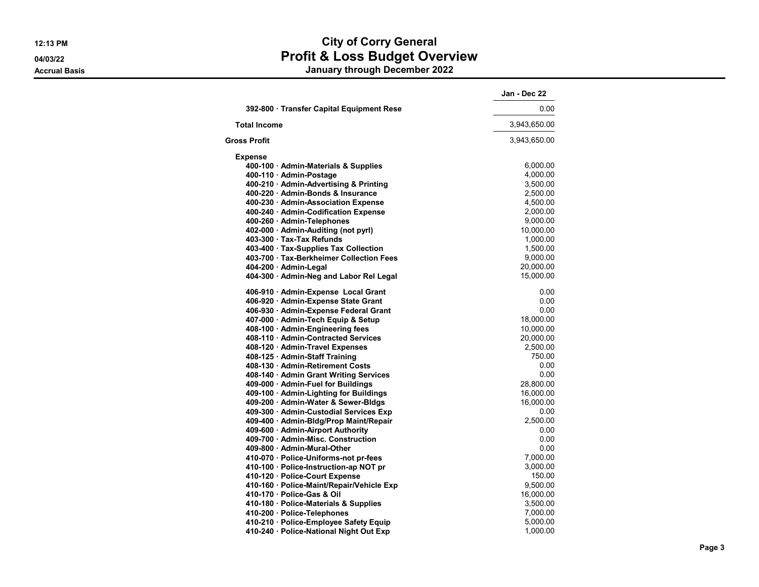# City of Corry General

## Profit & Loss Budget Overview

### January through December 2022

12:13 PM
04/03/22
Accrual Basis

| | Jan - Dec 22 |
|---|---|
| 392-800 · Transfer Capital Equipment Rese | 0.00 |
| **Total Income** | 3,943,650.00 |
| **Gross Profit** | 3,943,650.00 |
| **Expense** | |
| 400-100 · Admin-Materials & Supplies | 6,000.00 |
| 400-110 · Admin-Postage | 4,000.00 |
| 400-210 · Admin-Advertising & Printing | 3,500.00 |
| 400-220 · Admin-Bonds & Insurance | 2,500.00 |
| 400-230 · Admin-Association Expense | 4,500.00 |
| 400-240 · Admin-Codification Expense | 2,000.00 |
| 400-260 · Admin-Telephones | 9,000.00 |
| 402-000 · Admin-Auditing (not pyrl) | 10,000.00 |
| 403-300 · Tax-Tax Refunds | 1,000.00 |
| 403-400 · Tax-Supplies Tax Collection | 1,500.00 |
| 403-700 · Tax-Berkheimer Collection Fees | 9,000.00 |
| 404-200 · Admin-Legal | 20,000.00 |
| 404-300 · Admin-Neg and Labor Rel Legal | 15,000.00 |
| 406-910 · Admin-Expense Local Grant | 0.00 |
| 406-920 · Admin-Expense State Grant | 0.00 |
| 406-930 · Admin-Expense Federal Grant | 0.00 |
| 407-000 · Admin-Tech Equip & Setup | 18,000.00 |
| 408-100 · Admin-Engineering fees | 10,000.00 |
| 408-110 · Admin-Contracted Services | 20,000.00 |
| 408-120 · Admin-Travel Expenses | 2,500.00 |
| 408-125 · Admin-Staff Training | 750.00 |
| 408-130 · Admin-Retirement Costs | 0.00 |
| 408-140 · Admin Grant Writing Services | 0.00 |
| 409-000 · Admin-Fuel for Buildings | 28,800.00 |
| 409-100 · Admin-Lighting for Buildings | 16,000.00 |
| 409-200 · Admin-Water & Sewer-Bldgs | 16,000.00 |
| 409-300 · Admin-Custodial Services Exp | 0.00 |
| 409-400 · Admin-Bldg/Prop Maint/Repair | 2,500.00 |
| 409-600 · Admin-Airport Authority | 0.00 |
| 409-700 · Admin-Misc. Construction | 0.00 |
| 409-800 · Admin-Mural-Other | 0.00 |
| 410-070 · Police-Uniforms-not pr-fees | 7,000.00 |
| 410-100 · Police-Instruction-ap NOT pr | 3,000.00 |
| 410-120 · Police-Court Expense | 150.00 |
| 410-160 · Police-Maint/Repair/Vehicle Exp | 9,500.00 |
| 410-170 · Police-Gas & Oil | 16,000.00 |
| 410-180 · Police-Materials & Supplies | 3,500.00 |
| 410-200 · Police-Telephones | 7,000.00 |
| 410-210 · Police-Employee Safety Equip | 5,000.00 |
| 410-240 · Police-National Night Out Exp | 1,000.00 |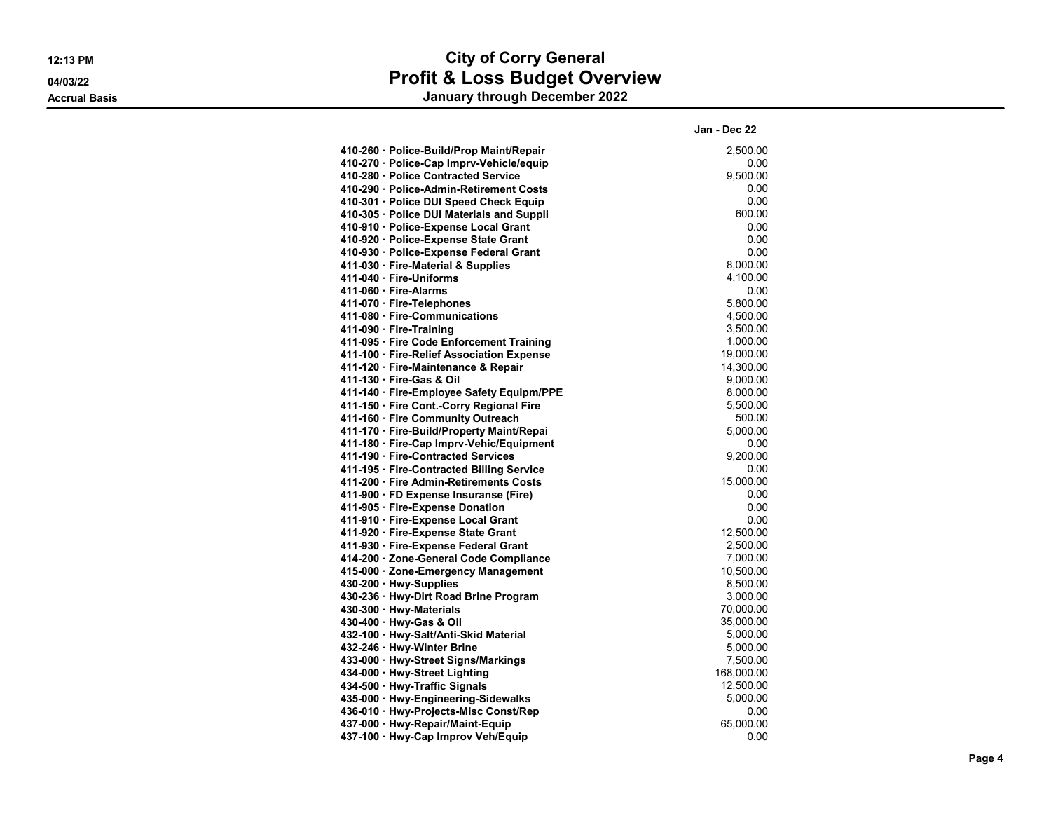# City of Corry General
## Profit & Loss Budget Overview
### January through December 2022

12:13 PM
04/03/22
Accrual Basis

| | Jan - Dec 22 |
|---|---|
| 410-260 · Police-Build/Prop Maint/Repair | 2,500.00 |
| 410-270 · Police-Cap Imprv-Vehicle/equip | 0.00 |
| 410-280 · Police Contracted Service | 9,500.00 |
| 410-290 · Police-Admin-Retirement Costs | 0.00 |
| 410-301 · Police DUI Speed Check Equip | 0.00 |
| 410-305 · Police DUI Materials and Suppli | 600.00 |
| 410-910 · Police-Expense Local Grant | 0.00 |
| 410-920 · Police-Expense State Grant | 0.00 |
| 410-930 · Police-Expense Federal Grant | 0.00 |
| 411-030 · Fire-Material & Supplies | 8,000.00 |
| 411-040 · Fire-Uniforms | 4,100.00 |
| 411-060 · Fire-Alarms | 0.00 |
| 411-070 · Fire-Telephones | 5,800.00 |
| 411-080 · Fire-Communications | 4,500.00 |
| 411-090 · Fire-Training | 3,500.00 |
| 411-095 · Fire Code Enforcement Training | 1,000.00 |
| 411-100 · Fire-Relief Association Expense | 19,000.00 |
| 411-120 · Fire-Maintenance & Repair | 14,300.00 |
| 411-130 · Fire-Gas & Oil | 9,000.00 |
| 411-140 · Fire-Employee Safety Equipm/PPE | 8,000.00 |
| 411-150 · Fire Cont.-Corry Regional Fire | 5,500.00 |
| 411-160 · Fire Community Outreach | 500.00 |
| 411-170 · Fire-Build/Property Maint/Repai | 5,000.00 |
| 411-180 · Fire-Cap Imprv-Vehic/Equipment | 0.00 |
| 411-190 · Fire-Contracted Services | 9,200.00 |
| 411-195 · Fire-Contracted Billing Service | 0.00 |
| 411-200 · Fire Admin-Retirements Costs | 15,000.00 |
| 411-900 · FD Expense Insurance (Fire) | 0.00 |
| 411-905 · Fire-Expense Donation | 0.00 |
| 411-910 · Fire-Expense Local Grant | 0.00 |
| 411-920 · Fire-Expense State Grant | 12,500.00 |
| 411-930 · Fire-Expense Federal Grant | 2,500.00 |
| 414-200 · Zone-General Code Compliance | 7,000.00 |
| 415-000 · Zone-Emergency Management | 10,500.00 |
| 430-200 · Hwy-Supplies | 8,500.00 |
| 430-236 · Hwy-Dirt Road Brine Program | 3,000.00 |
| 430-300 · Hwy-Materials | 70,000.00 |
| 430-400 · Hwy-Gas & Oil | 35,000.00 |
| 432-100 · Hwy-Salt/Anti-Skid Material | 5,000.00 |
| 432-246 · Hwy-Winter Brine | 5,000.00 |
| 433-000 · Hwy-Street Signs/Markings | 7,500.00 |
| 434-000 · Hwy-Street Lighting | 168,000.00 |
| 434-500 · Hwy-Traffic Signals | 12,500.00 |
| 435-000 · Hwy-Engineering-Sidewalks | 5,000.00 |
| 436-010 · Hwy-Projects-Misc Const/Rep | 0.00 |
| 437-000 · Hwy-Repair/Maint-Equip | 65,000.00 |
| 437-100 · Hwy-Cap Improv Veh/Equip | 0.00 |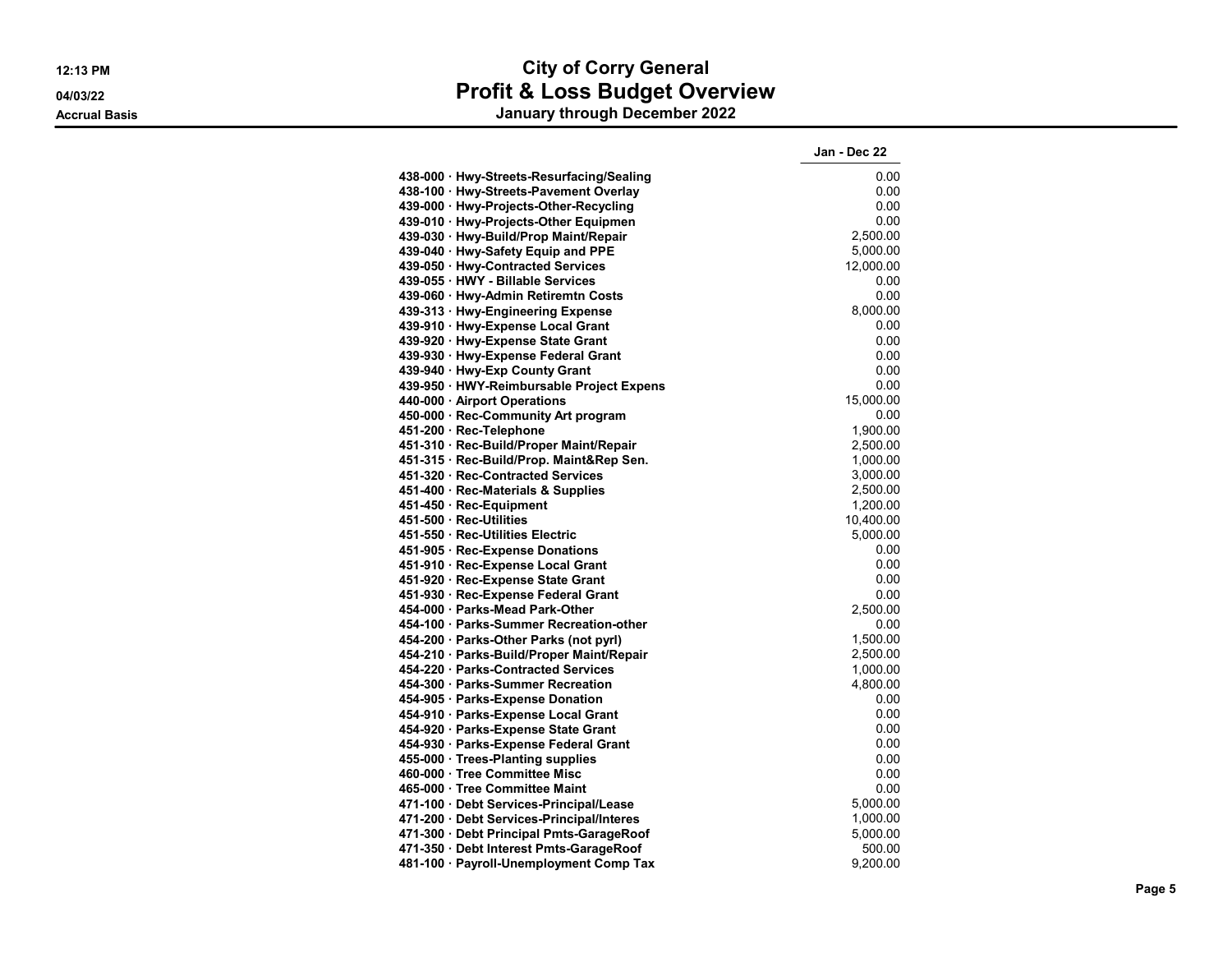# City of Corry General

## Profit & Loss Budget Overview

### January through December 2022

12:13 PM
04/03/22
Accrual Basis

| | Jan - Dec 22 |
|---|---|
| 438-000 · Hwy-Streets-Resurfacing/Sealing | 0.00 |
| 438-100 · Hwy-Streets-Pavement Overlay | 0.00 |
| 439-000 · Hwy-Projects-Other-Recycling | 0.00 |
| 439-010 · Hwy-Projects-Other Equipmen | 0.00 |
| 439-030 · Hwy-Build/Prop Maint/Repair | 2,500.00 |
| 439-040 · Hwy-Safety Equip and PPE | 5,000.00 |
| 439-050 · Hwy-Contracted Services | 12,000.00 |
| 439-055 · HWY - Billable Services | 0.00 |
| 439-060 · Hwy-Admin Retiremtn Costs | 0.00 |
| 439-313 · Hwy-Engineering Expense | 8,000.00 |
| 439-910 · Hwy-Expense Local Grant | 0.00 |
| 439-920 · Hwy-Expense State Grant | 0.00 |
| 439-930 · Hwy-Expense Federal Grant | 0.00 |
| 439-940 · Hwy-Exp County Grant | 0.00 |
| 439-950 · HWY-Reimbursable Project Expens | 0.00 |
| 440-000 · Airport Operations | 15,000.00 |
| 450-000 · Rec-Community Art program | 0.00 |
| 451-200 · Rec-Telephone | 1,900.00 |
| 451-310 · Rec-Build/Proper Maint/Repair | 2,500.00 |
| 451-315 · Rec-Build/Prop. Maint&Rep Sen. | 1,000.00 |
| 451-320 · Rec-Contracted Services | 3,000.00 |
| 451-400 · Rec-Materials & Supplies | 2,500.00 |
| 451-450 · Rec-Equipment | 1,200.00 |
| 451-500 · Rec-Utilities | 10,400.00 |
| 451-550 · Rec-Utilities Electric | 5,000.00 |
| 451-905 · Rec-Expense Donations | 0.00 |
| 451-910 · Rec-Expense Local Grant | 0.00 |
| 451-920 · Rec-Expense State Grant | 0.00 |
| 451-930 · Rec-Expense Federal Grant | 0.00 |
| 454-000 · Parks-Mead Park-Other | 2,500.00 |
| 454-100 · Parks-Summer Recreation-other | 0.00 |
| 454-200 · Parks-Other Parks (not pyrl) | 1,500.00 |
| 454-210 · Parks-Build/Proper Maint/Repair | 2,500.00 |
| 454-220 · Parks-Contracted Services | 1,000.00 |
| 454-300 · Parks-Summer Recreation | 4,800.00 |
| 454-905 · Parks-Expense Donation | 0.00 |
| 454-910 · Parks-Expense Local Grant | 0.00 |
| 454-920 · Parks-Expense State Grant | 0.00 |
| 454-930 · Parks-Expense Federal Grant | 0.00 |
| 455-000 · Trees-Planting supplies | 0.00 |
| 460-000 · Tree Committee Misc | 0.00 |
| 465-000 · Tree Committee Maint | 0.00 |
| 471-100 · Debt Services-Principal/Lease | 5,000.00 |
| 471-200 · Debt Services-Principal/Interes | 1,000.00 |
| 471-300 · Debt Principal Pmts-GarageRoof | 5,000.00 |
| 471-350 · Debt Interest Pmts-GarageRoof | 500.00 |
| 481-100 · Payroll-Unemployment Comp Tax | 9,200.00 |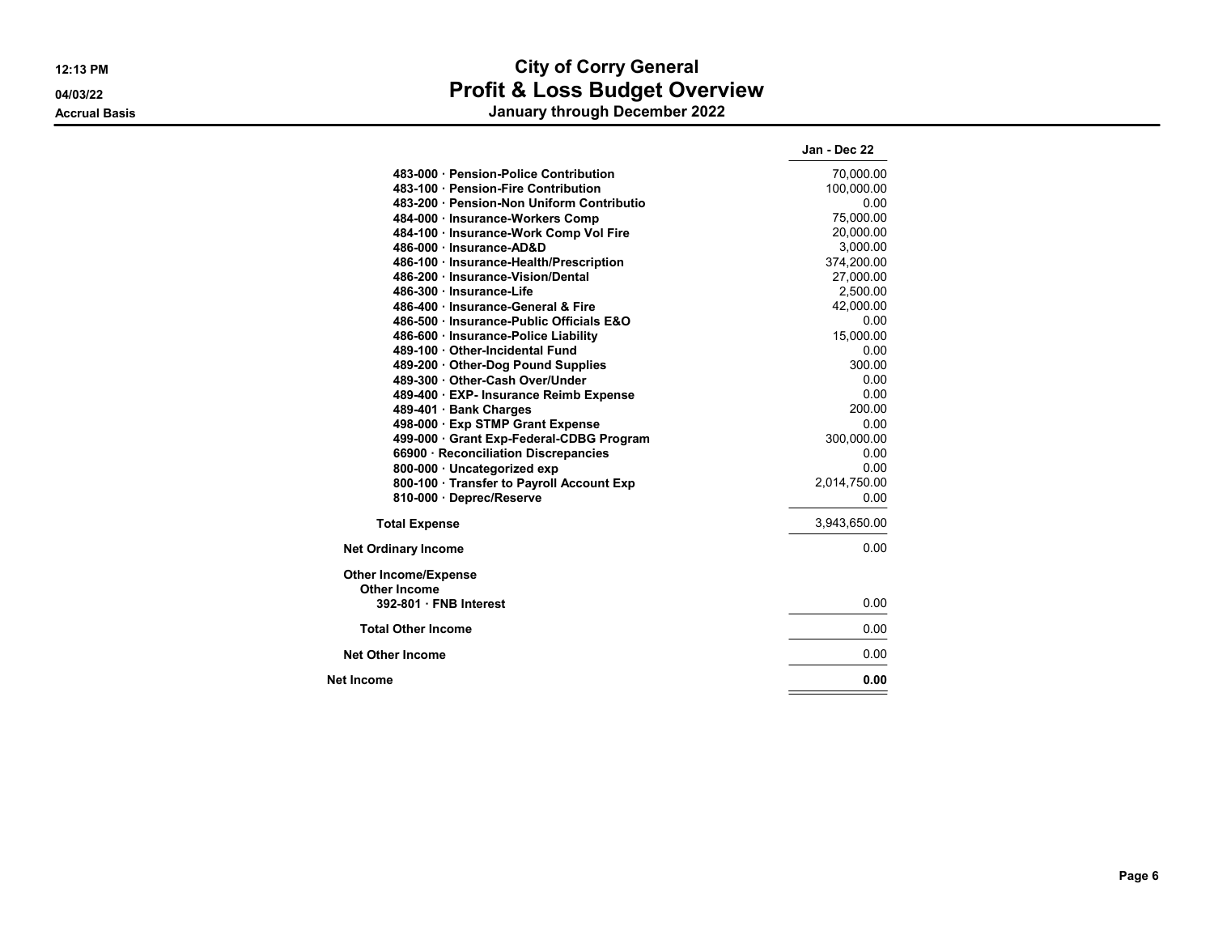# City of Corry General
## Profit & Loss Budget Overview
### January through December 2022

12:13 PM
04/03/22
Accrual Basis

| | Jan - Dec 22 |
|---|---|
| 483-000 · Pension-Police Contribution | 70,000.00 |
| 483-100 · Pension-Fire Contribution | 100,000.00 |
| 483-200 · Pension-Non Uniform Contributio | 0.00 |
| 484-000 · Insurance-Workers Comp | 75,000.00 |
| 484-100 · Insurance-Work Comp Vol Fire | 20,000.00 |
| 486-000 · Insurance-AD&D | 3,000.00 |
| 486-100 · Insurance-Health/Prescription | 374,200.00 |
| 486-200 · Insurance-Vision/Dental | 27,000.00 |
| 486-300 · Insurance-Life | 2,500.00 |
| 486-400 · Insurance-General & Fire | 42,000.00 |
| 486-500 · Insurance-Public Officials E&O | 0.00 |
| 486-600 · Insurance-Police Liability | 15,000.00 |
| 489-100 · Other-Incidental Fund | 0.00 |
| 489-200 · Other-Dog Pound Supplies | 300.00 |
| 489-300 · Other-Cash Over/Under | 0.00 |
| 489-400 · EXP- Insurance Reimb Expense | 0.00 |
| 489-401 · Bank Charges | 200.00 |
| 498-000 · Exp STMP Grant Expense | 0.00 |
| 499-000 · Grant Exp-Federal-CDBG Program | 300,000.00 |
| 66900 · Reconciliation Discrepancies | 0.00 |
| 800-000 · Uncategorized exp | 0.00 |
| 800-100 · Transfer to Payroll Account Exp | 2,014,750.00 |
| 810-000 · Deprec/Reserve | 0.00 |
| **Total Expense** | 3,943,650.00 |
| **Net Ordinary Income** | 0.00 |
| **Other Income/Expense** | |
| **Other Income** | |
| 392-801 · FNB Interest | 0.00 |
| **Total Other Income** | 0.00 |
| **Net Other Income** | 0.00 |
| **Net Income** | **0.00** |